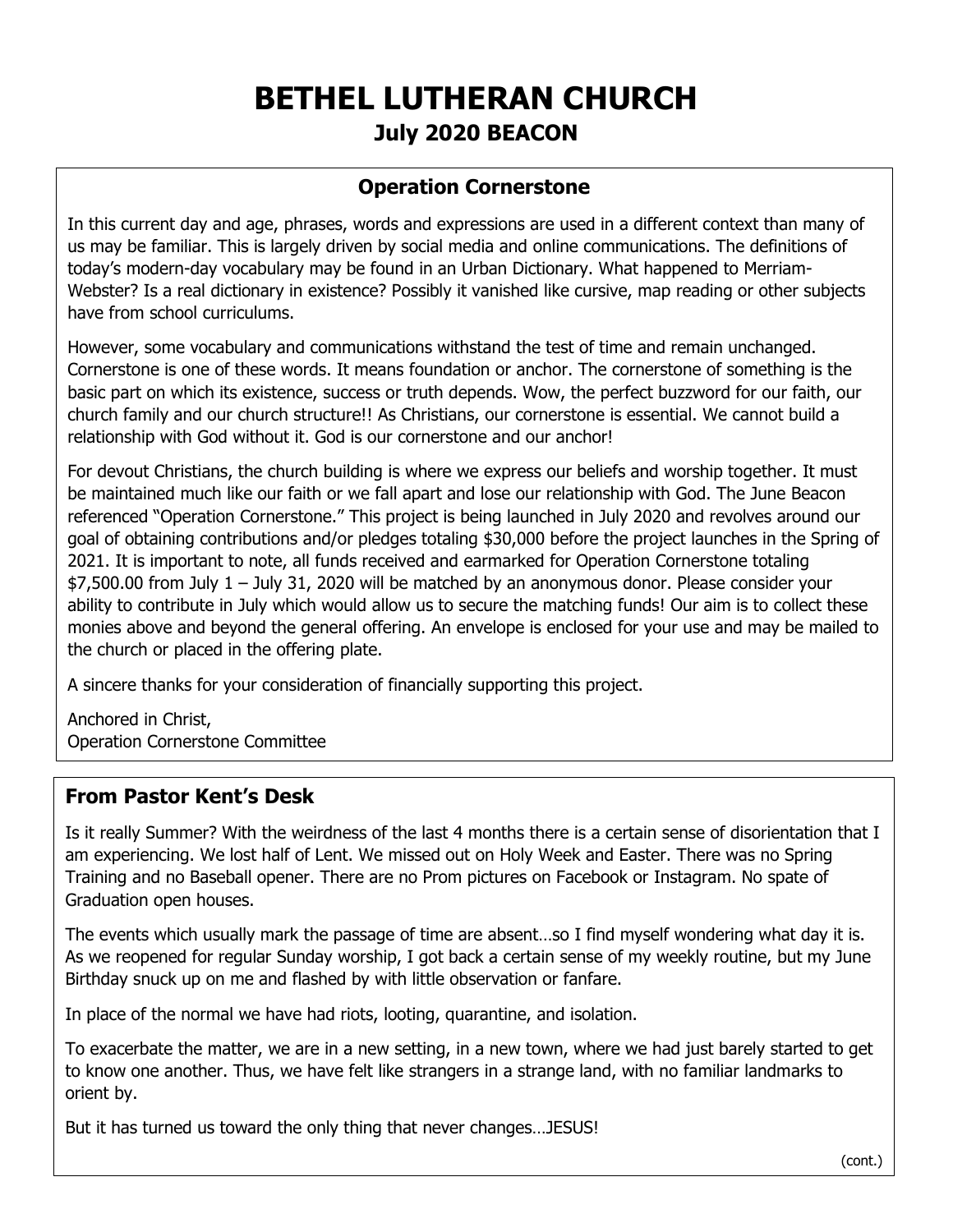# BETHEL LUTHERAN CHURCH

## July 2020 BEACON

### Operation Cornerstone

In this current day and age, phrases, words and expressions are used in a different context than many of us may be familiar. This is largely driven by social media and online communications. The definitions of today's modern-day vocabulary may be found in an Urban Dictionary. What happened to Merriam-Webster? Is a real dictionary in existence? Possibly it vanished like cursive, map reading or other subjects have from school curriculums.

However, some vocabulary and communications withstand the test of time and remain unchanged. Cornerstone is one of these words. It means foundation or anchor. The cornerstone of something is the basic part on which its existence, success or truth depends. Wow, the perfect buzzword for our faith, our church family and our church structure!! As Christians, our cornerstone is essential. We cannot build a relationship with God without it. God is our cornerstone and our anchor!

For devout Christians, the church building is where we express our beliefs and worship together. It must be maintained much like our faith or we fall apart and lose our relationship with God. The June Beacon referenced "Operation Cornerstone." This project is being launched in July 2020 and revolves around our goal of obtaining contributions and/or pledges totaling $30,000 before the project launches in the Spring of 2021. It is important to note, all funds received and earmarked for Operation Cornerstone totaling $7,500.00 from July 1 – July 31, 2020 will be matched by an anonymous donor. Please consider your ability to contribute in July which would allow us to secure the matching funds! Our aim is to collect these monies above and beyond the general offering. An envelope is enclosed for your use and may be mailed to the church or placed in the offering plate.

A sincere thanks for your consideration of financially supporting this project.

Anchored in Christ,
Operation Cornerstone Committee

### From Pastor Kent's Desk

Is it really Summer? With the weirdness of the last 4 months there is a certain sense of disorientation that I am experiencing. We lost half of Lent. We missed out on Holy Week and Easter. There was no Spring Training and no Baseball opener. There are no Prom pictures on Facebook or Instagram. No spate of Graduation open houses.

The events which usually mark the passage of time are absent…so I find myself wondering what day it is. As we reopened for regular Sunday worship, I got back a certain sense of my weekly routine, but my June Birthday snuck up on me and flashed by with little observation or fanfare.

In place of the normal we have had riots, looting, quarantine, and isolation.

To exacerbate the matter, we are in a new setting, in a new town, where we had just barely started to get to know one another. Thus, we have felt like strangers in a strange land, with no familiar landmarks to orient by.

But it has turned us toward the only thing that never changes…JESUS!

(cont.)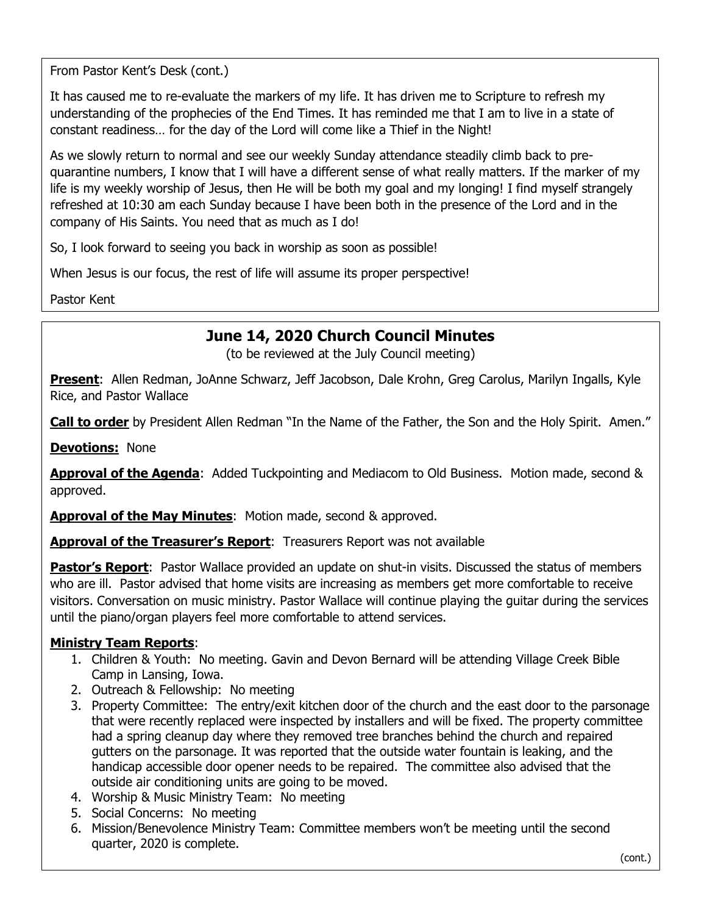From Pastor Kent's Desk (cont.)

It has caused me to re-evaluate the markers of my life. It has driven me to Scripture to refresh my understanding of the prophecies of the End Times. It has reminded me that I am to live in a state of constant readiness… for the day of the Lord will come like a Thief in the Night!

As we slowly return to normal and see our weekly Sunday attendance steadily climb back to pre-quarantine numbers, I know that I will have a different sense of what really matters. If the marker of my life is my weekly worship of Jesus, then He will be both my goal and my longing! I find myself strangely refreshed at 10:30 am each Sunday because I have been both in the presence of the Lord and in the company of His Saints. You need that as much as I do!

So, I look forward to seeing you back in worship as soon as possible!

When Jesus is our focus, the rest of life will assume its proper perspective!

Pastor Kent

## June 14, 2020 Church Council Minutes

(to be reviewed at the July Council meeting)

**Present**: Allen Redman, JoAnne Schwarz, Jeff Jacobson, Dale Krohn, Greg Carolus, Marilyn Ingalls, Kyle Rice, and Pastor Wallace

**Call to order** by President Allen Redman "In the Name of the Father, the Son and the Holy Spirit. Amen."

**Devotions:** None

**Approval of the Agenda**: Added Tuckpointing and Mediacom to Old Business. Motion made, second & approved.

**Approval of the May Minutes**: Motion made, second & approved.

**Approval of the Treasurer's Report**: Treasurers Report was not available

**Pastor's Report**: Pastor Wallace provided an update on shut-in visits. Discussed the status of members who are ill. Pastor advised that home visits are increasing as members get more comfortable to receive visitors. Conversation on music ministry. Pastor Wallace will continue playing the guitar during the services until the piano/organ players feel more comfortable to attend services.

**Ministry Team Reports**:

1. Children & Youth: No meeting. Gavin and Devon Bernard will be attending Village Creek Bible Camp in Lansing, Iowa.
2. Outreach & Fellowship: No meeting
3. Property Committee: The entry/exit kitchen door of the church and the east door to the parsonage that were recently replaced were inspected by installers and will be fixed. The property committee had a spring cleanup day where they removed tree branches behind the church and repaired gutters on the parsonage. It was reported that the outside water fountain is leaking, and the handicap accessible door opener needs to be repaired. The committee also advised that the outside air conditioning units are going to be moved.
4. Worship & Music Ministry Team: No meeting
5. Social Concerns: No meeting
6. Mission/Benevolence Ministry Team: Committee members won't be meeting until the second quarter, 2020 is complete.

(cont.)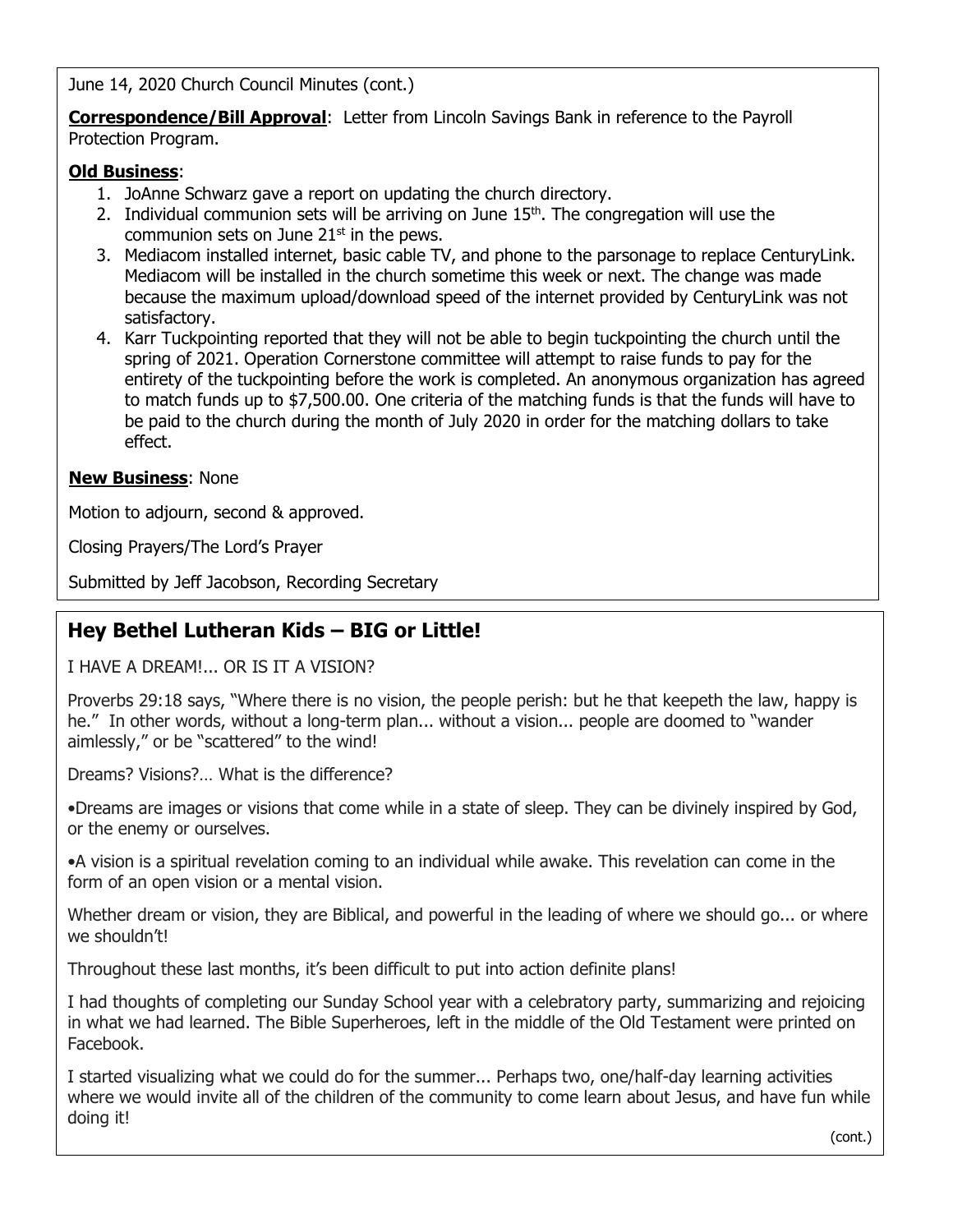June 14, 2020 Church Council Minutes (cont.)

**Correspondence/Bill Approval**: Letter from Lincoln Savings Bank in reference to the Payroll Protection Program.

**Old Business**:

1. JoAnne Schwarz gave a report on updating the church directory.
2. Individual communion sets will be arriving on June 15th. The congregation will use the communion sets on June 21st in the pews.
3. Mediacom installed internet, basic cable TV, and phone to the parsonage to replace CenturyLink. Mediacom will be installed in the church sometime this week or next. The change was made because the maximum upload/download speed of the internet provided by CenturyLink was not satisfactory.
4. Karr Tuckpointing reported that they will not be able to begin tuckpointing the church until the spring of 2021. Operation Cornerstone committee will attempt to raise funds to pay for the entirety of the tuckpointing before the work is completed. An anonymous organization has agreed to match funds up to $7,500.00. One criteria of the matching funds is that the funds will have to be paid to the church during the month of July 2020 in order for the matching dollars to take effect.

**New Business**: None

Motion to adjourn, second & approved.

Closing Prayers/The Lord's Prayer

Submitted by Jeff Jacobson, Recording Secretary

## Hey Bethel Lutheran Kids – BIG or Little!

I HAVE A DREAM!... OR IS IT A VISION?

Proverbs 29:18 says, "Where there is no vision, the people perish: but he that keepeth the law, happy is he." In other words, without a long-term plan... without a vision... people are doomed to "wander aimlessly," or be "scattered" to the wind!

Dreams? Visions?… What is the difference?

•Dreams are images or visions that come while in a state of sleep. They can be divinely inspired by God, or the enemy or ourselves.

•A vision is a spiritual revelation coming to an individual while awake. This revelation can come in the form of an open vision or a mental vision.

Whether dream or vision, they are Biblical, and powerful in the leading of where we should go... or where we shouldn't!

Throughout these last months, it's been difficult to put into action definite plans!

I had thoughts of completing our Sunday School year with a celebratory party, summarizing and rejoicing in what we had learned. The Bible Superheroes, left in the middle of the Old Testament were printed on Facebook.

I started visualizing what we could do for the summer... Perhaps two, one/half-day learning activities where we would invite all of the children of the community to come learn about Jesus, and have fun while doing it!

(cont.)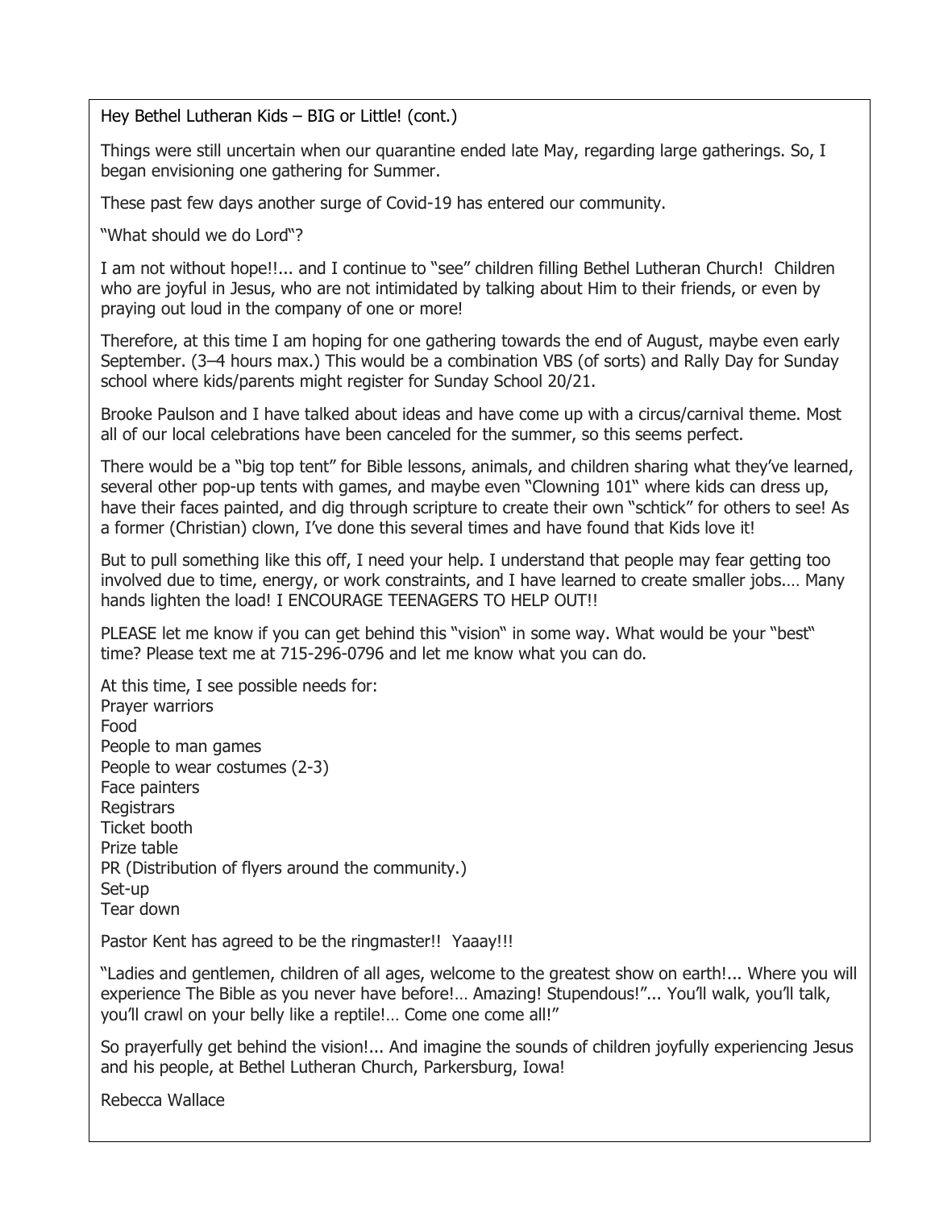Hey Bethel Lutheran Kids – BIG or Little! (cont.)

Things were still uncertain when our quarantine ended late May, regarding large gatherings. So, I began envisioning one gathering for Summer.

These past few days another surge of Covid-19 has entered our community.

"What should we do Lord"?

I am not without hope!!... and I continue to "see" children filling Bethel Lutheran Church! Children who are joyful in Jesus, who are not intimidated by talking about Him to their friends, or even by praying out loud in the company of one or more!

Therefore, at this time I am hoping for one gathering towards the end of August, maybe even early September. (3–4 hours max.) This would be a combination VBS (of sorts) and Rally Day for Sunday school where kids/parents might register for Sunday School 20/21.

Brooke Paulson and I have talked about ideas and have come up with a circus/carnival theme. Most all of our local celebrations have been canceled for the summer, so this seems perfect.

There would be a "big top tent" for Bible lessons, animals, and children sharing what they've learned, several other pop-up tents with games, and maybe even "Clowning 101" where kids can dress up, have their faces painted, and dig through scripture to create their own "schtick" for others to see! As a former (Christian) clown, I've done this several times and have found that Kids love it!

But to pull something like this off, I need your help. I understand that people may fear getting too involved due to time, energy, or work constraints, and I have learned to create smaller jobs.… Many hands lighten the load! I ENCOURAGE TEENAGERS TO HELP OUT!!

PLEASE let me know if you can get behind this "vision" in some way. What would be your "best" time? Please text me at 715-296-0796 and let me know what you can do.

At this time, I see possible needs for:
Prayer warriors
Food
People to man games
People to wear costumes (2-3)
Face painters
Registrars
Ticket booth
Prize table
PR (Distribution of flyers around the community.)
Set-up
Tear down

Pastor Kent has agreed to be the ringmaster!! Yaaay!!!

"Ladies and gentlemen, children of all ages, welcome to the greatest show on earth!... Where you will experience The Bible as you never have before!… Amazing! Stupendous!"... You'll walk, you'll talk, you'll crawl on your belly like a reptile!… Come one come all!"

So prayerfully get behind the vision!... And imagine the sounds of children joyfully experiencing Jesus and his people, at Bethel Lutheran Church, Parkersburg, Iowa!

Rebecca Wallace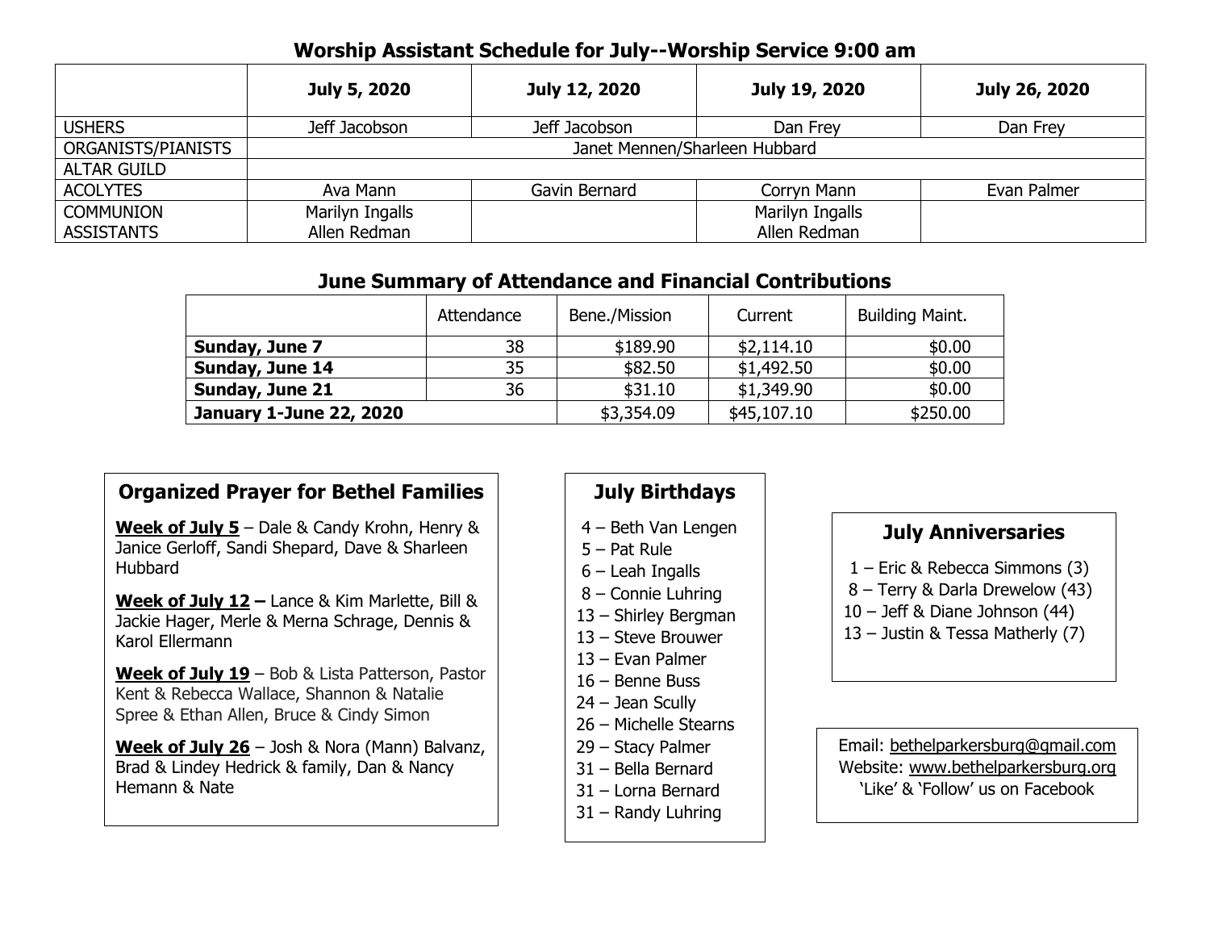## Worship Assistant Schedule for July--Worship Service 9:00 am

| | July 5, 2020 | July 12, 2020 | July 19, 2020 | July 26, 2020 |
|---|---|---|---|---|
| USHERS | Jeff Jacobson | Jeff Jacobson | Dan Frey | Dan Frey |
| ORGANISTS/PIANISTS | Janet Mennen/Sharleen Hubbard | | | |
| ALTAR GUILD | | | | |
| ACOLYTES | Ava Mann | Gavin Bernard | Corryn Mann | Evan Palmer |
| COMMUNION ASSISTANTS | Marilyn Ingalls<br>Allen Redman | | Marilyn Ingalls<br>Allen Redman | |

## June Summary of Attendance and Financial Contributions

| | Attendance | Bene./Mission | Current | Building Maint. |
|---|---|---|---|---|
| **Sunday, June 7** | 38 | $189.90 | $2,114.10 | $0.00 |
| **Sunday, June 14** | 35 | $82.50 | $1,492.50 | $0.00 |
| **Sunday, June 21** | 36 | $31.10 | $1,349.90 | $0.00 |
| **January 1-June 22, 2020** | | $3,354.09 | $45,107.10 | $250.00 |

### Organized Prayer for Bethel Families

**Week of July 5** – Dale & Candy Krohn, Henry & Janice Gerloff, Sandi Shepard, Dave & Sharleen Hubbard

**Week of July 12 –** Lance & Kim Marlette, Bill & Jackie Hager, Merle & Merna Schrage, Dennis & Karol Ellermann

**Week of July 19** – Bob & Lista Patterson, Pastor Kent & Rebecca Wallace, Shannon & Natalie Spree & Ethan Allen, Bruce & Cindy Simon

**Week of July 26** – Josh & Nora (Mann) Balvanz, Brad & Lindey Hedrick & family, Dan & Nancy Hemann & Nate

### July Birthdays

4 – Beth Van Lengen
5 – Pat Rule
6 – Leah Ingalls
8 – Connie Luhring
13 – Shirley Bergman
13 – Steve Brouwer
13 – Evan Palmer
16 – Benne Buss
24 – Jean Scully
26 – Michelle Stearns
29 – Stacy Palmer
31 – Bella Bernard
31 – Lorna Bernard
31 – Randy Luhring

### July Anniversaries

1 – Eric & Rebecca Simmons (3)
8 – Terry & Darla Drewelow (43)
10 – Jeff & Diane Johnson (44)
13 – Justin & Tessa Matherly (7)

Email: bethelparkersburg@gmail.com
Website: www.bethelparkersburg.org
'Like' & 'Follow' us on Facebook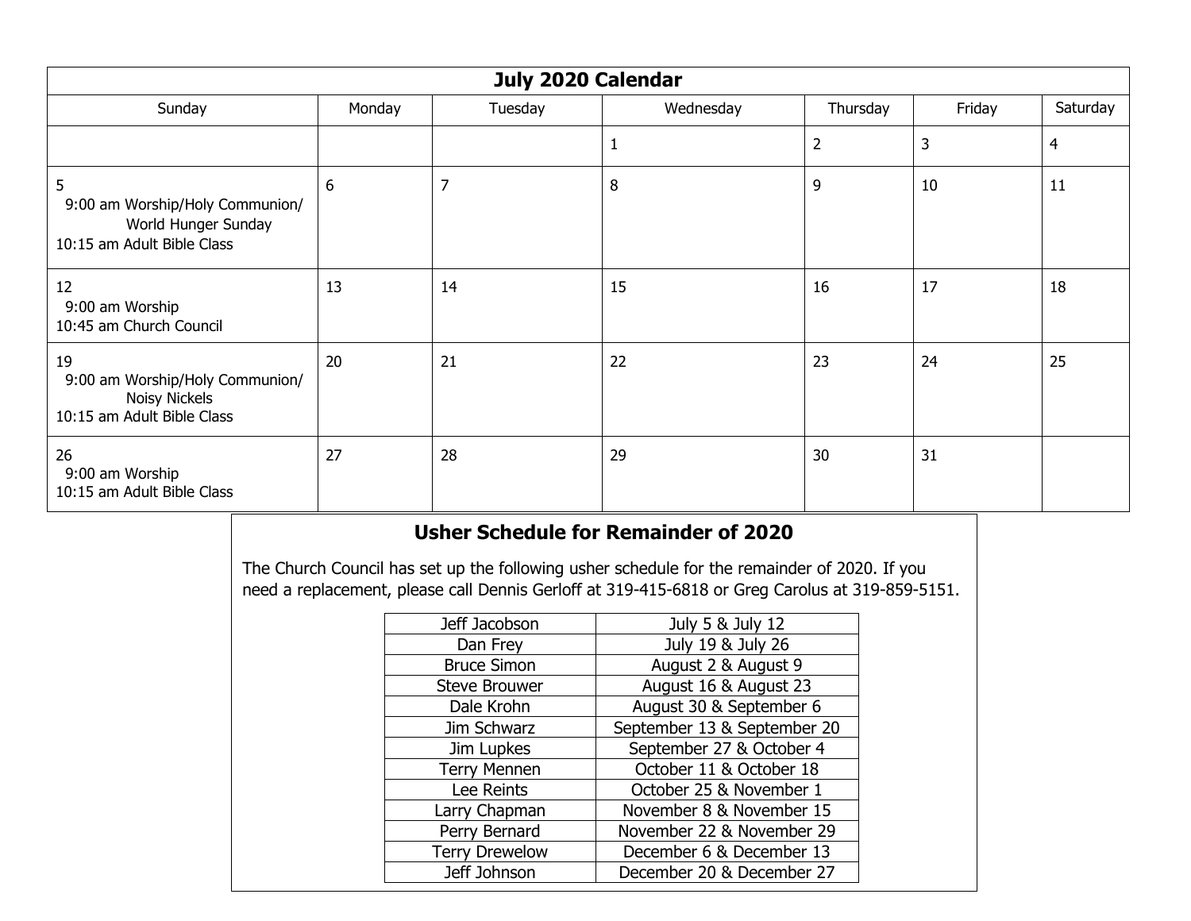## July 2020 Calendar

| Sunday | Monday | Tuesday | Wednesday | Thursday | Friday | Saturday |
|---|---|---|---|---|---|---|
| | | | 1 | 2 | 3 | 4 |
| 5<br>9:00 am Worship/Holy Communion/ World Hunger Sunday<br>10:15 am Adult Bible Class | 6 | 7 | 8 | 9 | 10 | 11 |
| 12<br>9:00 am Worship<br>10:45 am Church Council | 13 | 14 | 15 | 16 | 17 | 18 |
| 19<br>9:00 am Worship/Holy Communion/ Noisy Nickels<br>10:15 am Adult Bible Class | 20 | 21 | 22 | 23 | 24 | 25 |
| 26<br>9:00 am Worship<br>10:15 am Adult Bible Class | 27 | 28 | 29 | 30 | 31 | |

## Usher Schedule for Remainder of 2020

The Church Council has set up the following usher schedule for the remainder of 2020. If you need a replacement, please call Dennis Gerloff at 319-415-6818 or Greg Carolus at 319-859-5151.

| | |
|---|---|
| Jeff Jacobson | July 5 & July 12 |
| Dan Frey | July 19 & July 26 |
| Bruce Simon | August 2 & August 9 |
| Steve Brouwer | August 16 & August 23 |
| Dale Krohn | August 30 & September 6 |
| Jim Schwarz | September 13 & September 20 |
| Jim Lupkes | September 27 & October 4 |
| Terry Mennen | October 11 & October 18 |
| Lee Reints | October 25 & November 1 |
| Larry Chapman | November 8 & November 15 |
| Perry Bernard | November 22 & November 29 |
| Terry Drewelow | December 6 & December 13 |
| Jeff Johnson | December 20 & December 27 |